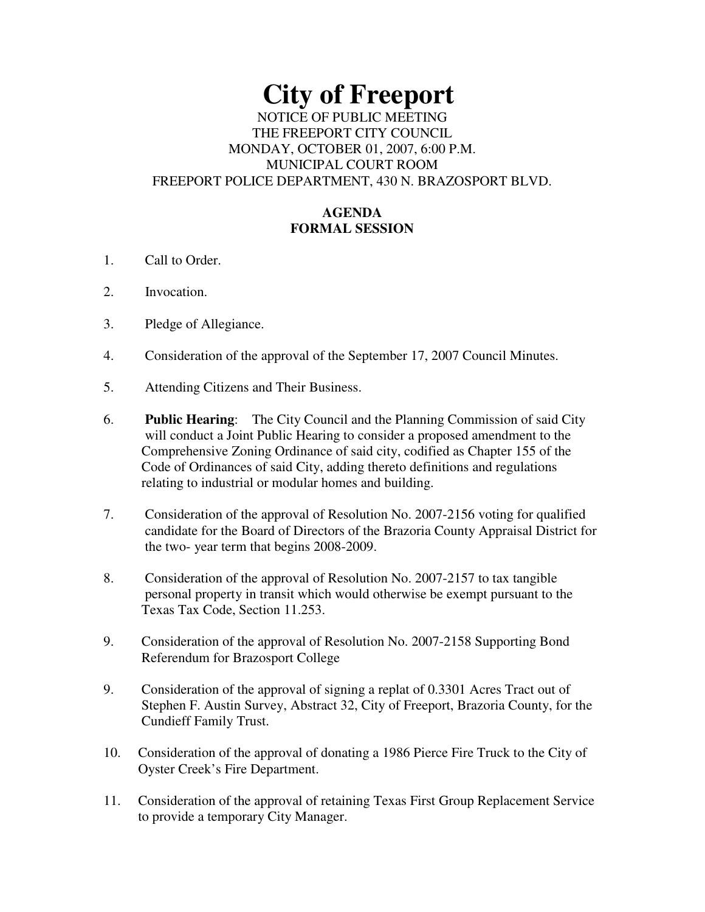# City of Freeport

NOTICE OF PUBLIC MEETING
THE FREEPORT CITY COUNCIL
MONDAY, OCTOBER 01, 2007, 6:00 P.M.
MUNICIPAL COURT ROOM
FREEPORT POLICE DEPARTMENT, 430 N. BRAZOSPORT BLVD.

## AGENDA
## FORMAL SESSION

1. Call to Order.

2. Invocation.

3. Pledge of Allegiance.

4. Consideration of the approval of the September 17, 2007 Council Minutes.

5. Attending Citizens and Their Business.

6. **Public Hearing**: The City Council and the Planning Commission of said City will conduct a Joint Public Hearing to consider a proposed amendment to the Comprehensive Zoning Ordinance of said city, codified as Chapter 155 of the Code of Ordinances of said City, adding thereto definitions and regulations relating to industrial or modular homes and building.

7. Consideration of the approval of Resolution No. 2007-2156 voting for qualified candidate for the Board of Directors of the Brazoria County Appraisal District for the two- year term that begins 2008-2009.

8. Consideration of the approval of Resolution No. 2007-2157 to tax tangible personal property in transit which would otherwise be exempt pursuant to the Texas Tax Code, Section 11.253.

9. Consideration of the approval of Resolution No. 2007-2158 Supporting Bond Referendum for Brazosport College

9. Consideration of the approval of signing a replat of 0.3301 Acres Tract out of Stephen F. Austin Survey, Abstract 32, City of Freeport, Brazoria County, for the Cundieff Family Trust.

10. Consideration of the approval of donating a 1986 Pierce Fire Truck to the City of Oyster Creek's Fire Department.

11. Consideration of the approval of retaining Texas First Group Replacement Service to provide a temporary City Manager.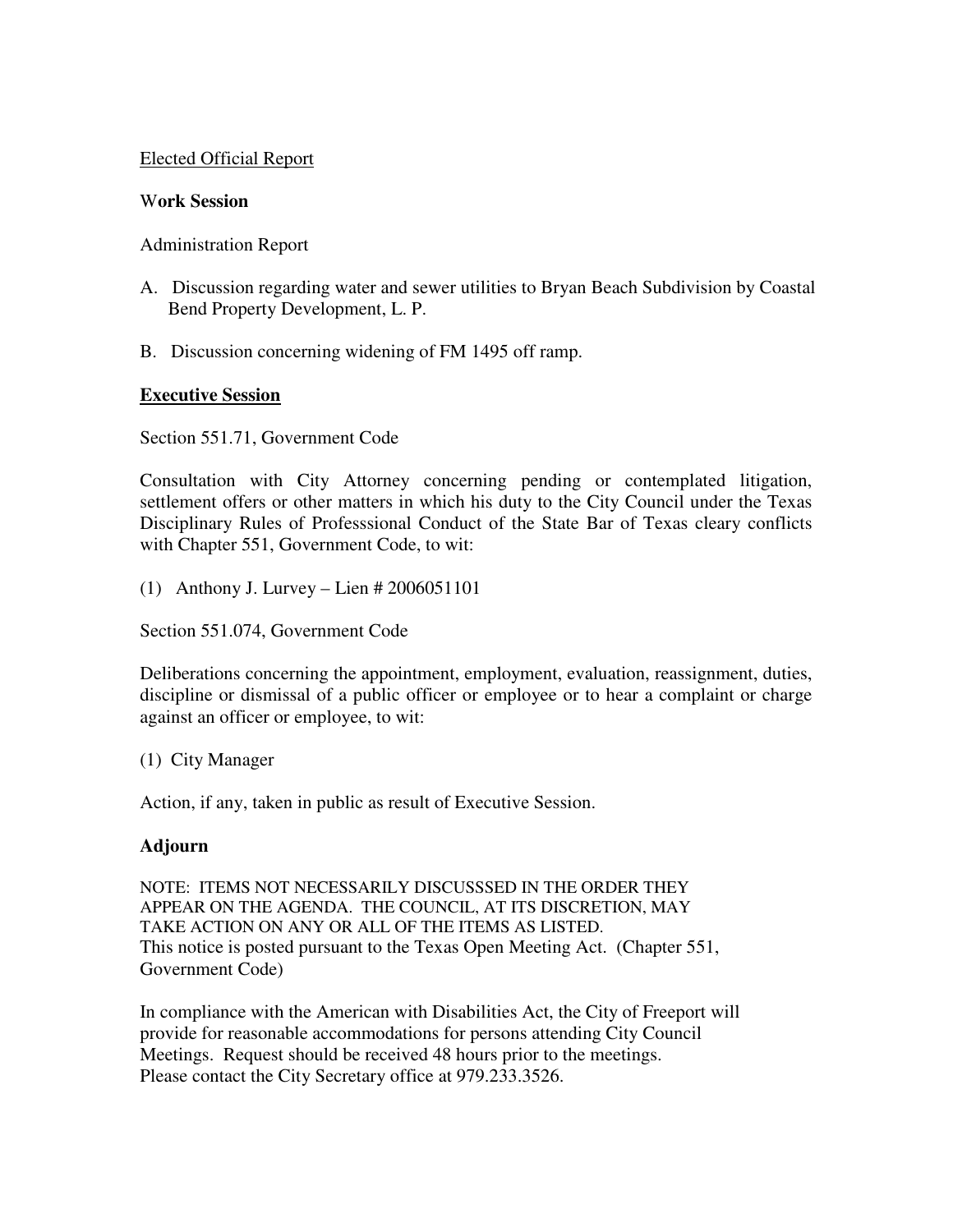Elected Official Report

**Work Session**

Administration Report

A. Discussion regarding water and sewer utilities to Bryan Beach Subdivision by Coastal Bend Property Development, L. P.

B. Discussion concerning widening of FM 1495 off ramp.

**Executive Session**

Section 551.71, Government Code

Consultation with City Attorney concerning pending or contemplated litigation, settlement offers or other matters in which his duty to the City Council under the Texas Disciplinary Rules of Professsional Conduct of the State Bar of Texas cleary conflicts with Chapter 551, Government Code, to wit:

(1) Anthony J. Lurvey – Lien # 2006051101

Section 551.074, Government Code

Deliberations concerning the appointment, employment, evaluation, reassignment, duties, discipline or dismissal of a public officer or employee or to hear a complaint or charge against an officer or employee, to wit:

(1) City Manager

Action, if any, taken in public as result of Executive Session.

**Adjourn**

NOTE: ITEMS NOT NECESSARILY DISCUSSSED IN THE ORDER THEY APPEAR ON THE AGENDA. THE COUNCIL, AT ITS DISCRETION, MAY TAKE ACTION ON ANY OR ALL OF THE ITEMS AS LISTED.
This notice is posted pursuant to the Texas Open Meeting Act. (Chapter 551, Government Code)

In compliance with the American with Disabilities Act, the City of Freeport will provide for reasonable accommodations for persons attending City Council Meetings. Request should be received 48 hours prior to the meetings. Please contact the City Secretary office at 979.233.3526.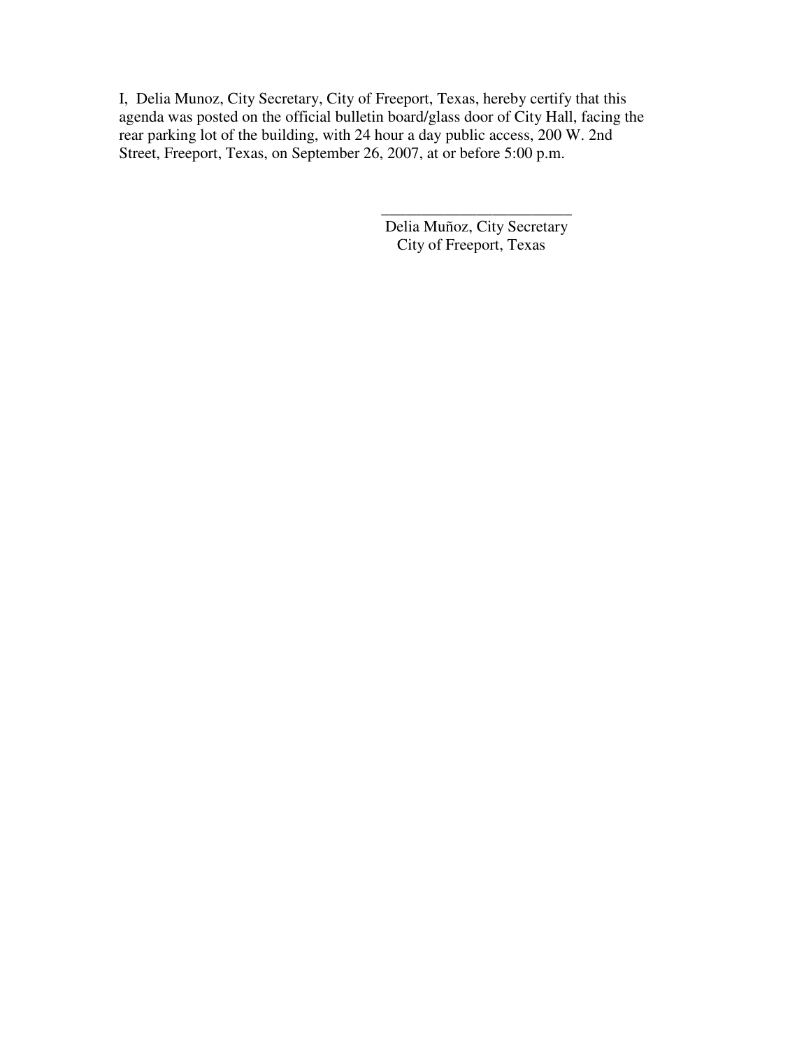I, Delia Munoz, City Secretary, City of Freeport, Texas, hereby certify that this agenda was posted on the official bulletin board/glass door of City Hall, facing the rear parking lot of the building, with 24 hour a day public access, 200 W. 2nd Street, Freeport, Texas, on September 26, 2007, at or before 5:00 p.m.

\_\_\_\_\_\_\_\_\_\_\_\_\_\_\_\_\_\_\_\_\_\_\_\_\_

Delia Muñoz, City Secretary  
City of Freeport, Texas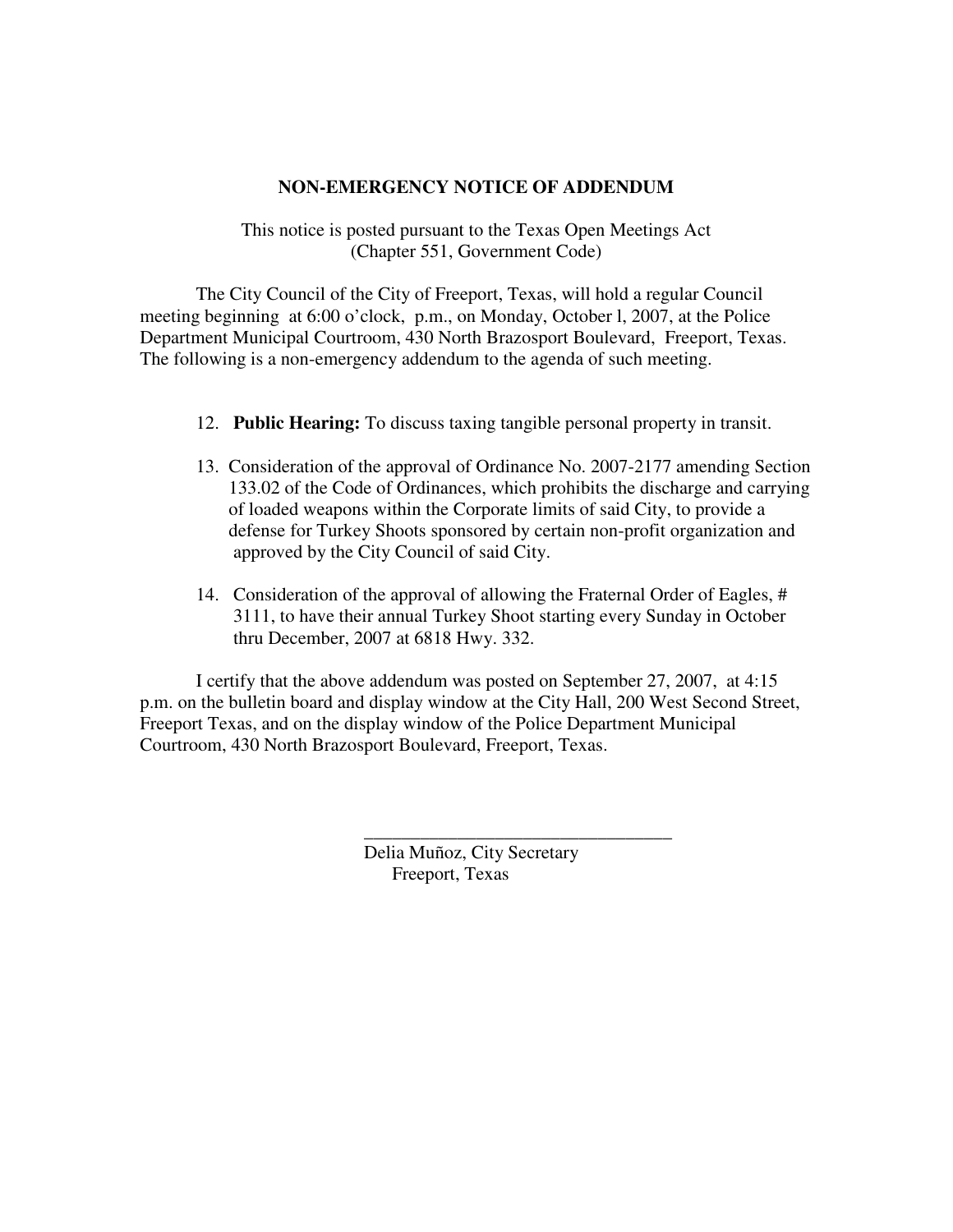**NON-EMERGENCY NOTICE OF ADDENDUM**

This notice is posted pursuant to the Texas Open Meetings Act
(Chapter 551, Government Code)

The City Council of the City of Freeport, Texas, will hold a regular Council meeting beginning at 6:00 o'clock, p.m., on Monday, October l, 2007, at the Police Department Municipal Courtroom, 430 North Brazosport Boulevard, Freeport, Texas. The following is a non-emergency addendum to the agenda of such meeting.

12. **Public Hearing:** To discuss taxing tangible personal property in transit.

13. Consideration of the approval of Ordinance No. 2007-2177 amending Section 133.02 of the Code of Ordinances, which prohibits the discharge and carrying of loaded weapons within the Corporate limits of said City, to provide a defense for Turkey Shoots sponsored by certain non-profit organization and approved by the City Council of said City.

14. Consideration of the approval of allowing the Fraternal Order of Eagles, # 3111, to have their annual Turkey Shoot starting every Sunday in October thru December, 2007 at 6818 Hwy. 332.

I certify that the above addendum was posted on September 27, 2007, at 4:15 p.m. on the bulletin board and display window at the City Hall, 200 West Second Street, Freeport Texas, and on the display window of the Police Department Municipal Courtroom, 430 North Brazosport Boulevard, Freeport, Texas.

\_\_\_\_\_\_\_\_\_\_\_\_\_\_\_\_\_\_\_\_\_\_\_\_\_\_\_\_\_\_\_\_\_\_

Delia Muñoz, City Secretary
Freeport, Texas